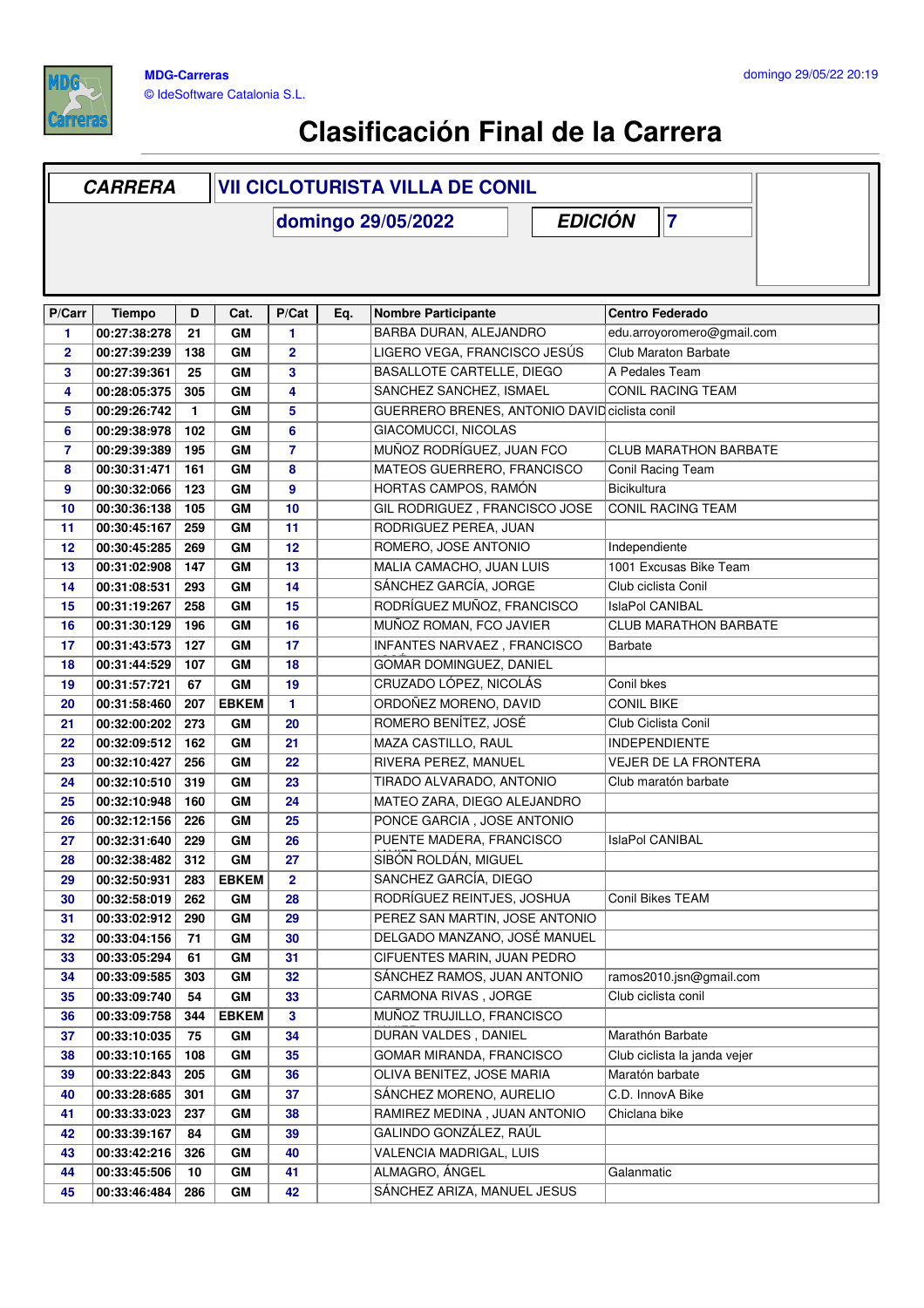MDG-Carreras
© IdeSoftware Catalonia S.L.

domingo 29/05/22 20:19

# Clasificación Final de la Carrera

| CARRERA | VII CICLOTURISTA VILLA DE CONIL |
|---|---|
| | domingo 29/05/2022 — EDICIÓN 7 |

| P/Carr | Tiempo | D | Cat. | P/Cat | Eq. | Nombre Participante | Centro Federado |
|---|---|---|---|---|---|---|---|
| 1 | 00:27:38:278 | 21 | GM | 1 | | BARBA DURAN, ALEJANDRO | edu.arroyoromero@gmail.com |
| 2 | 00:27:39:239 | 138 | GM | 2 | | LIGERO VEGA, FRANCISCO JESÚS | Club Maraton Barbate |
| 3 | 00:27:39:361 | 25 | GM | 3 | | BASALLOTE CARTELLE, DIEGO | A Pedales Team |
| 4 | 00:28:05:375 | 305 | GM | 4 | | SANCHEZ SANCHEZ, ISMAEL | CONIL RACING TEAM |
| 5 | 00:29:26:742 | 1 | GM | 5 | | GUERRERO BRENES, ANTONIO DAVID | ciclista conil |
| 6 | 00:29:38:978 | 102 | GM | 6 | | GIACOMUCCI, NICOLAS | |
| 7 | 00:29:39:389 | 195 | GM | 7 | | MUÑOZ RODRÍGUEZ, JUAN FCO | CLUB MARATHON BARBATE |
| 8 | 00:30:31:471 | 161 | GM | 8 | | MATEOS GUERRERO, FRANCISCO | Conil Racing Team |
| 9 | 00:30:32:066 | 123 | GM | 9 | | HORTAS CAMPOS, RAMÓN | Bicikultura |
| 10 | 00:30:36:138 | 105 | GM | 10 | | GIL RODRIGUEZ , FRANCISCO JOSE | CONIL RACING TEAM |
| 11 | 00:30:45:167 | 259 | GM | 11 | | RODRIGUEZ PEREA, JUAN | |
| 12 | 00:30:45:285 | 269 | GM | 12 | | ROMERO, JOSE ANTONIO | Independiente |
| 13 | 00:31:02:908 | 147 | GM | 13 | | MALIA CAMACHO, JUAN LUIS | 1001 Excusas Bike Team |
| 14 | 00:31:08:531 | 293 | GM | 14 | | SÁNCHEZ GARCÍA, JORGE | Club ciclista Conil |
| 15 | 00:31:19:267 | 258 | GM | 15 | | RODRÍGUEZ MUÑOZ, FRANCISCO | IslaPol CANIBAL |
| 16 | 00:31:30:129 | 196 | GM | 16 | | MUÑOZ ROMAN, FCO JAVIER | CLUB MARATHON BARBATE |
| 17 | 00:31:43:573 | 127 | GM | 17 | | INFANTES NARVAEZ , FRANCISCO | Barbate |
| 18 | 00:31:44:529 | 107 | GM | 18 | | GOMAR DOMINGUEZ, DANIEL | |
| 19 | 00:31:57:721 | 67 | GM | 19 | | CRUZADO LÓPEZ, NICOLÁS | Conil bkes |
| 20 | 00:31:58:460 | 207 | EBKEM | 1 | | ORDOÑEZ MORENO, DAVID | CONIL BIKE |
| 21 | 00:32:00:202 | 273 | GM | 20 | | ROMERO BENÍTEZ, JOSÉ | Club Ciclista Conil |
| 22 | 00:32:09:512 | 162 | GM | 21 | | MAZA CASTILLO, RAUL | INDEPENDIENTE |
| 23 | 00:32:10:427 | 256 | GM | 22 | | RIVERA PEREZ, MANUEL | VEJER DE LA FRONTERA |
| 24 | 00:32:10:510 | 319 | GM | 23 | | TIRADO ALVARADO, ANTONIO | Club maratón barbate |
| 25 | 00:32:10:948 | 160 | GM | 24 | | MATEO ZARA, DIEGO ALEJANDRO | |
| 26 | 00:32:12:156 | 226 | GM | 25 | | PONCE GARCIA , JOSE ANTONIO | |
| 27 | 00:32:31:640 | 229 | GM | 26 | | PUENTE MADERA, FRANCISCO | IslaPol CANIBAL |
| 28 | 00:32:38:482 | 312 | GM | 27 | | SIBÓN ROLDÁN, MIGUEL | |
| 29 | 00:32:50:931 | 283 | EBKEM | 2 | | SANCHEZ GARCÍA, DIEGO | |
| 30 | 00:32:58:019 | 262 | GM | 28 | | RODRÍGUEZ REINTJES, JOSHUA | Conil Bikes TEAM |
| 31 | 00:33:02:912 | 290 | GM | 29 | | PEREZ SAN MARTIN, JOSE ANTONIO | |
| 32 | 00:33:04:156 | 71 | GM | 30 | | DELGADO MANZANO, JOSÉ MANUEL | |
| 33 | 00:33:05:294 | 61 | GM | 31 | | CIFUENTES MARIN, JUAN PEDRO | |
| 34 | 00:33:09:585 | 303 | GM | 32 | | SÁNCHEZ RAMOS, JUAN ANTONIO | ramos2010.jsn@gmail.com |
| 35 | 00:33:09:740 | 54 | GM | 33 | | CARMONA RIVAS , JORGE | Club ciclista conil |
| 36 | 00:33:09:758 | 344 | EBKEM | 3 | | MUÑOZ TRUJILLO, FRANCISCO | |
| 37 | 00:33:10:035 | 75 | GM | 34 | | DURAN VALDES , DANIEL | Marathón Barbate |
| 38 | 00:33:10:165 | 108 | GM | 35 | | GOMAR MIRANDA, FRANCISCO | Club ciclista la janda vejer |
| 39 | 00:33:22:843 | 205 | GM | 36 | | OLIVA BENITEZ, JOSE MARIA | Maratón barbate |
| 40 | 00:33:28:685 | 301 | GM | 37 | | SÁNCHEZ MORENO, AURELIO | C.D. InnovA Bike |
| 41 | 00:33:33:023 | 237 | GM | 38 | | RAMIREZ MEDINA , JUAN ANTONIO | Chiclana bike |
| 42 | 00:33:39:167 | 84 | GM | 39 | | GALINDO GONZÁLEZ, RAÚL | |
| 43 | 00:33:42:216 | 326 | GM | 40 | | VALENCIA MADRIGAL, LUIS | |
| 44 | 00:33:45:506 | 10 | GM | 41 | | ALMAGRO, ÁNGEL | Galanmatic |
| 45 | 00:33:46:484 | 286 | GM | 42 | | SÁNCHEZ ARIZA, MANUEL JESUS | |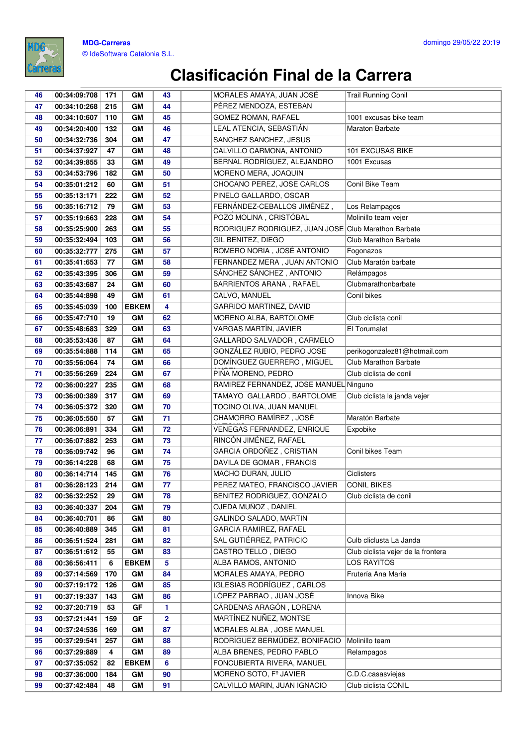# Clasificación Final de la Carrera

| | | | | | | | |
|---|---|---|---|---|---|---|---|
| 46 | 00:34:09:708 | 171 | GM | 43 | | MORALES AMAYA, JUAN JOSÉ | Trail Running Conil |
| 47 | 00:34:10:268 | 215 | GM | 44 | | PÉREZ MENDOZA, ESTEBAN | |
| 48 | 00:34:10:607 | 110 | GM | 45 | | GOMEZ ROMAN, RAFAEL | 1001 excusas bike team |
| 49 | 00:34:20:400 | 132 | GM | 46 | | LEAL ATENCIA, SEBASTIÁN | Maraton Barbate |
| 50 | 00:34:32:736 | 304 | GM | 47 | | SANCHEZ SANCHEZ, JESUS | |
| 51 | 00:34:37:927 | 47 | GM | 48 | | CALVILLO CARMONA, ANTONIO | 101 EXCUSAS BIKE |
| 52 | 00:34:39:855 | 33 | GM | 49 | | BERNAL RODRÍGUEZ, ALEJANDRO | 1001 Excusas |
| 53 | 00:34:53:796 | 182 | GM | 50 | | MORENO MERA, JOAQUIN | |
| 54 | 00:35:01:212 | 60 | GM | 51 | | CHOCANO PEREZ, JOSE CARLOS | Conil Bike Team |
| 55 | 00:35:13:171 | 222 | GM | 52 | | PINELO GALLARDO, OSCAR | |
| 56 | 00:35:16:712 | 79 | GM | 53 | | FERNÁNDEZ-CEBALLOS JIMÉNEZ , | Los Relampagos |
| 57 | 00:35:19:663 | 228 | GM | 54 | | POZO MOLINA , CRISTÓBAL | Molinillo team vejer |
| 58 | 00:35:25:900 | 263 | GM | 55 | | RODRIGUEZ RODRIGUEZ, JUAN JOSE | Club Marathon Barbate |
| 59 | 00:35:32:494 | 103 | GM | 56 | | GIL BENITEZ, DIEGO | Club Marathon Barbate |
| 60 | 00:35:32:777 | 275 | GM | 57 | | ROMERO NORIA , JOSÉ ANTONIO | Fogonazos |
| 61 | 00:35:41:653 | 77 | GM | 58 | | FERNANDEZ MERA , JUAN ANTONIO | Club Maratón barbate |
| 62 | 00:35:43:395 | 306 | GM | 59 | | SÁNCHEZ SÁNCHEZ , ANTONIO | Relámpagos |
| 63 | 00:35:43:687 | 24 | GM | 60 | | BARRIENTOS ARANA , RAFAEL | Clubmarathonbarbate |
| 64 | 00:35:44:898 | 49 | GM | 61 | | CALVO, MANUEL | Conil bikes |
| 65 | 00:35:45:039 | 100 | EBKEM | 4 | | GARRIDO MARTINEZ, DAVID | |
| 66 | 00:35:47:710 | 19 | GM | 62 | | MORENO ALBA, BARTOLOME | Club ciclista conil |
| 67 | 00:35:48:683 | 329 | GM | 63 | | VARGAS MARTÍN, JAVIER | El Torumalet |
| 68 | 00:35:53:436 | 87 | GM | 64 | | GALLARDO SALVADOR , CARMELO | |
| 69 | 00:35:54:888 | 114 | GM | 65 | | GONZÁLEZ RUBIO, PEDRO JOSE | perikogonzalez81@hotmail.com |
| 70 | 00:35:56:064 | 74 | GM | 66 | | DOMÍNGUEZ GUERRERO , MIGUEL | Club Marathon Barbate |
| 71 | 00:35:56:269 | 224 | GM | 67 | | PIÑA MORENO, PEDRO | Club ciclista de conil |
| 72 | 00:36:00:227 | 235 | GM | 68 | | RAMIREZ FERNANDEZ, JOSE MANUEL | Ninguno |
| 73 | 00:36:00:389 | 317 | GM | 69 | | TAMAYO GALLARDO , BARTOLOME | Club ciclista la janda vejer |
| 74 | 00:36:05:372 | 320 | GM | 70 | | TOCINO OLIVA, JUAN MANUEL | |
| 75 | 00:36:05:550 | 57 | GM | 71 | | CHAMORRO RAMÍREZ , JOSÉ | Maratón Barbate |
| 76 | 00:36:06:891 | 334 | GM | 72 | | VENEGAS FERNANDEZ, ENRIQUE | Expobike |
| 77 | 00:36:07:882 | 253 | GM | 73 | | RINCÓN JIMÉNEZ, RAFAEL | |
| 78 | 00:36:09:742 | 96 | GM | 74 | | GARCIA ORDOÑEZ , CRISTIAN | Conil bikes Team |
| 79 | 00:36:14:228 | 68 | GM | 75 | | DAVILA DE GOMAR , FRANCIS | |
| 80 | 00:36:14:714 | 145 | GM | 76 | | MACHO DURAN, JULIO | Ciclisters |
| 81 | 00:36:28:123 | 214 | GM | 77 | | PEREZ MATEO, FRANCISCO JAVIER | CONIL BIKES |
| 82 | 00:36:32:252 | 29 | GM | 78 | | BENITEZ RODRIGUEZ, GONZALO | Club ciclista de conil |
| 83 | 00:36:40:337 | 204 | GM | 79 | | OJEDA MUÑOZ , DANIEL | |
| 84 | 00:36:40:701 | 86 | GM | 80 | | GALINDO SALADO, MARTIN | |
| 85 | 00:36:40:889 | 345 | GM | 81 | | GARCIA RAMIREZ, RAFAEL | |
| 86 | 00:36:51:524 | 281 | GM | 82 | | SAL GUTIÉRREZ, PATRICIO | Culb cliclusta La Janda |
| 87 | 00:36:51:612 | 55 | GM | 83 | | CASTRO TELLO , DIEGO | Club ciclista vejer de la frontera |
| 88 | 00:36:56:411 | 6 | EBKEM | 5 | | ALBA RAMOS, ANTONIO | LOS RAYITOS |
| 89 | 00:37:14:569 | 170 | GM | 84 | | MORALES AMAYA, PEDRO | Frutería Ana María |
| 90 | 00:37:19:172 | 126 | GM | 85 | | IGLESIAS RODRÍGUEZ , CARLOS | |
| 91 | 00:37:19:337 | 143 | GM | 86 | | LÓPEZ PARRAO , JUAN JOSÉ | Innova Bike |
| 92 | 00:37:20:719 | 53 | GF | 1 | | CÁRDENAS ARAGÓN , LORENA | |
| 93 | 00:37:21:441 | 159 | GF | 2 | | MARTÍNEZ NUÑEZ, MONTSE | |
| 94 | 00:37:24:536 | 169 | GM | 87 | | MORALES ALBA , JOSE MANUEL | |
| 95 | 00:37:29:541 | 257 | GM | 88 | | RODRÍGUEZ BERMÚDEZ, BONIFACIO | Molinillo team |
| 96 | 00:37:29:889 | 4 | GM | 89 | | ALBA BRENES, PEDRO PABLO | Relampagos |
| 97 | 00:37:35:052 | 82 | EBKEM | 6 | | FONCUBIERTA RIVERA, MANUEL | |
| 98 | 00:37:36:000 | 184 | GM | 90 | | MORENO SOTO, Fº JAVIER | C.D.C.casasviejas |
| 99 | 00:37:42:484 | 48 | GM | 91 | | CALVILLO MARIN, JUAN IGNACIO | Club ciclista CONIL |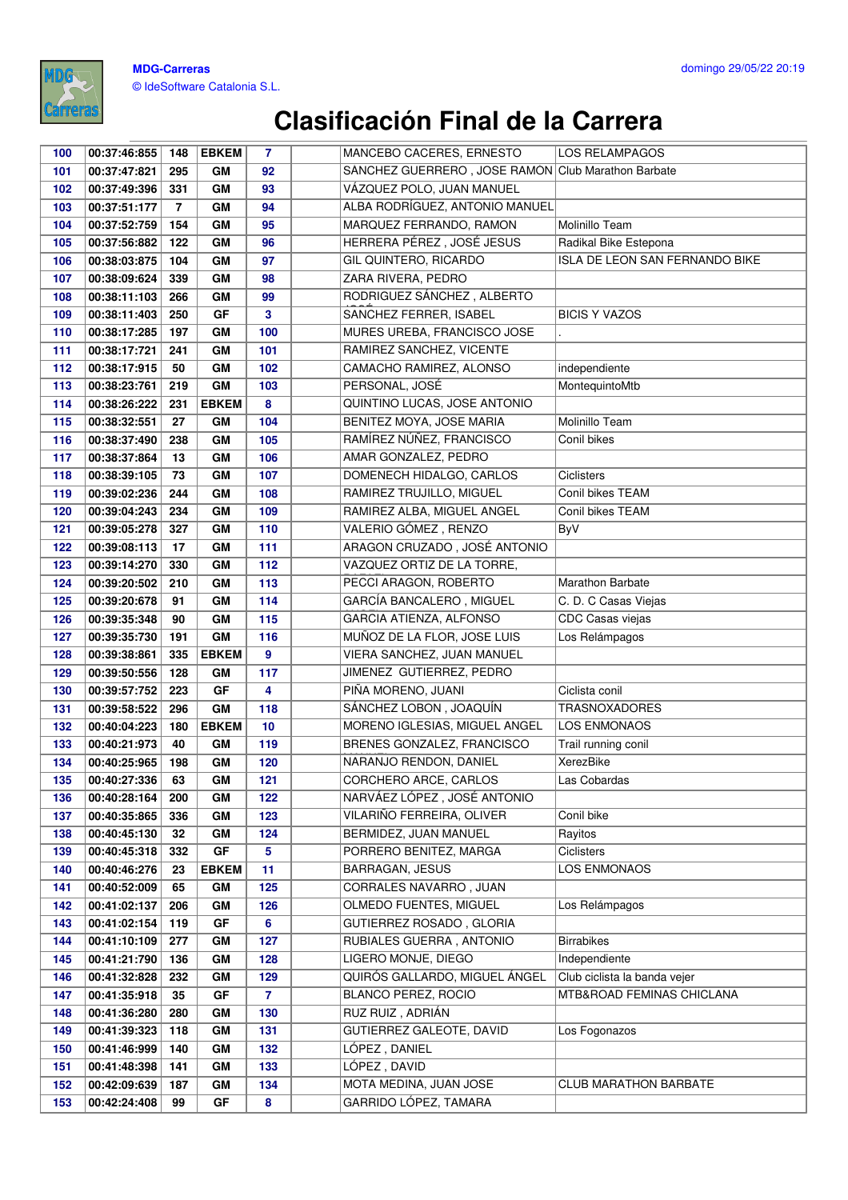MDG-Carreras
© IdeSoftware Catalonia S.L.

domingo 29/05/22 20:19

# Clasificación Final de la Carrera

| | | | | | | | |
|---|---|---|---|---|---|---|---|
| 100 | 00:37:46:855 | 148 | EBKEM | 7 | | MANCEBO CACERES, ERNESTO | LOS RELAMPAGOS |
| 101 | 00:37:47:821 | 295 | GM | 92 | | SANCHEZ GUERRERO , JOSE RAMON | Club Marathon Barbate |
| 102 | 00:37:49:396 | 331 | GM | 93 | | VÁZQUEZ POLO, JUAN MANUEL | |
| 103 | 00:37:51:177 | 7 | GM | 94 | | ALBA RODRÍGUEZ, ANTONIO MANUEL | |
| 104 | 00:37:52:759 | 154 | GM | 95 | | MARQUEZ FERRANDO, RAMON | Molinillo Team |
| 105 | 00:37:56:882 | 122 | GM | 96 | | HERRERA PÉREZ , JOSÉ JESUS | Radikal Bike Estepona |
| 106 | 00:38:03:875 | 104 | GM | 97 | | GIL QUINTERO, RICARDO | ISLA DE LEON SAN FERNANDO BIKE |
| 107 | 00:38:09:624 | 339 | GM | 98 | | ZARA RIVERA, PEDRO | |
| 108 | 00:38:11:103 | 266 | GM | 99 | | RODRIGUEZ SÁNCHEZ , ALBERTO | |
| 109 | 00:38:11:403 | 250 | GF | 3 | | SÁNCHEZ FERRER, ISABEL | BICIS Y VAZOS |
| 110 | 00:38:17:285 | 197 | GM | 100 | | MURES UREBA, FRANCISCO JOSE | . |
| 111 | 00:38:17:721 | 241 | GM | 101 | | RAMIREZ SANCHEZ, VICENTE | |
| 112 | 00:38:17:915 | 50 | GM | 102 | | CAMACHO RAMIREZ, ALONSO | independiente |
| 113 | 00:38:23:761 | 219 | GM | 103 | | PERSONAL, JOSÉ | MontequintoMtb |
| 114 | 00:38:26:222 | 231 | EBKEM | 8 | | QUINTINO LUCAS, JOSE ANTONIO | |
| 115 | 00:38:32:551 | 27 | GM | 104 | | BENITEZ MOYA, JOSE MARIA | Molinillo Team |
| 116 | 00:38:37:490 | 238 | GM | 105 | | RAMÍREZ NÚÑEZ, FRANCISCO | Conil bikes |
| 117 | 00:38:37:864 | 13 | GM | 106 | | AMAR GONZALEZ, PEDRO | |
| 118 | 00:38:39:105 | 73 | GM | 107 | | DOMENECH HIDALGO, CARLOS | Ciclisters |
| 119 | 00:39:02:236 | 244 | GM | 108 | | RAMIREZ TRUJILLO, MIGUEL | Conil bikes TEAM |
| 120 | 00:39:04:243 | 234 | GM | 109 | | RAMIREZ ALBA, MIGUEL ANGEL | Conil bikes TEAM |
| 121 | 00:39:05:278 | 327 | GM | 110 | | VALERIO GÓMEZ , RENZO | ByV |
| 122 | 00:39:08:113 | 17 | GM | 111 | | ARAGON CRUZADO , JOSÉ ANTONIO | |
| 123 | 00:39:14:270 | 330 | GM | 112 | | VAZQUEZ ORTIZ DE LA TORRE, | |
| 124 | 00:39:20:502 | 210 | GM | 113 | | PECCI ARAGON, ROBERTO | Marathon Barbate |
| 125 | 00:39:20:678 | 91 | GM | 114 | | GARCÍA BANCALERO , MIGUEL | C. D. C Casas Viejas |
| 126 | 00:39:35:348 | 90 | GM | 115 | | GARCIA ATIENZA, ALFONSO | CDC Casas viejas |
| 127 | 00:39:35:730 | 191 | GM | 116 | | MUÑOZ DE LA FLOR, JOSE LUIS | Los Relámpagos |
| 128 | 00:39:38:861 | 335 | EBKEM | 9 | | VIERA SANCHEZ, JUAN MANUEL | |
| 129 | 00:39:50:556 | 128 | GM | 117 | | JIMENEZ GUTIERREZ, PEDRO | |
| 130 | 00:39:57:752 | 223 | GF | 4 | | PIÑA MORENO, JUANI | Ciclista conil |
| 131 | 00:39:58:522 | 296 | GM | 118 | | SÁNCHEZ LOBON , JOAQUÍN | TRASNOXADORES |
| 132 | 00:40:04:223 | 180 | EBKEM | 10 | | MORENO IGLESIAS, MIGUEL ANGEL | LOS ENMONAOS |
| 133 | 00:40:21:973 | 40 | GM | 119 | | BRENES GONZALEZ, FRANCISCO | Trail running conil |
| 134 | 00:40:25:965 | 198 | GM | 120 | | NARANJO RENDON, DANIEL | XerezBike |
| 135 | 00:40:27:336 | 63 | GM | 121 | | CORCHERO ARCE, CARLOS | Las Cobardas |
| 136 | 00:40:28:164 | 200 | GM | 122 | | NARVÁEZ LÓPEZ , JOSÉ ANTONIO | |
| 137 | 00:40:35:865 | 336 | GM | 123 | | VILARIÑO FERREIRA, OLIVER | Conil bike |
| 138 | 00:40:45:130 | 32 | GM | 124 | | BERMIDEZ, JUAN MANUEL | Rayitos |
| 139 | 00:40:45:318 | 332 | GF | 5 | | PORRERO BENITEZ, MARGA | Ciclisters |
| 140 | 00:40:46:276 | 23 | EBKEM | 11 | | BARRAGAN, JESUS | LOS ENMONAOS |
| 141 | 00:40:52:009 | 65 | GM | 125 | | CORRALES NAVARRO , JUAN | |
| 142 | 00:41:02:137 | 206 | GM | 126 | | OLMEDO FUENTES, MIGUEL | Los Relámpagos |
| 143 | 00:41:02:154 | 119 | GF | 6 | | GUTIERREZ ROSADO , GLORIA | |
| 144 | 00:41:10:109 | 277 | GM | 127 | | RUBIALES GUERRA , ANTONIO | Birrabikes |
| 145 | 00:41:21:790 | 136 | GM | 128 | | LIGERO MONJE, DIEGO | Independiente |
| 146 | 00:41:32:828 | 232 | GM | 129 | | QUIRÓS GALLARDO, MIGUEL ÁNGEL | Club ciclista la banda vejer |
| 147 | 00:41:35:918 | 35 | GF | 7 | | BLANCO PEREZ, ROCIO | MTB&ROAD FEMINAS CHICLANA |
| 148 | 00:41:36:280 | 280 | GM | 130 | | RUZ RUIZ , ADRIÁN | |
| 149 | 00:41:39:323 | 118 | GM | 131 | | GUTIERREZ GALEOTE, DAVID | Los Fogonazos |
| 150 | 00:41:46:999 | 140 | GM | 132 | | LÓPEZ , DANIEL | |
| 151 | 00:41:48:398 | 141 | GM | 133 | | LÓPEZ , DAVID | |
| 152 | 00:42:09:639 | 187 | GM | 134 | | MOTA MEDINA, JUAN JOSE | CLUB MARATHON BARBATE |
| 153 | 00:42:24:408 | 99 | GF | 8 | | GARRIDO LÓPEZ, TAMARA | |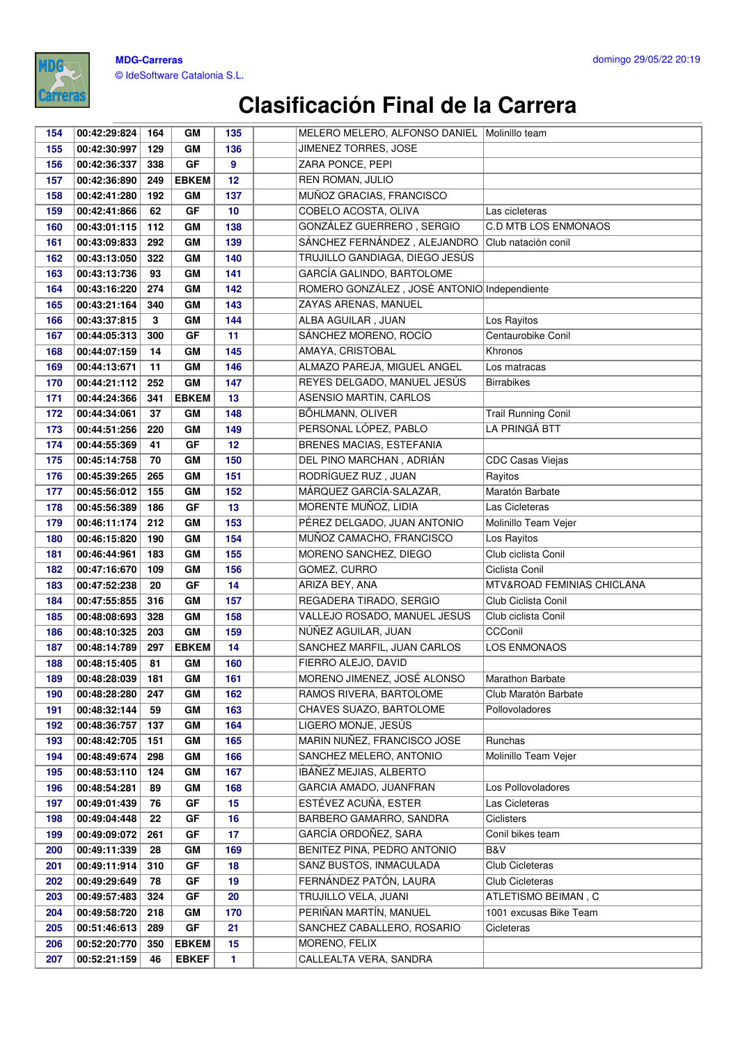# Clasificación Final de la Carrera

| | | | | | | | |
|---|---|---|---|---|---|---|---|
| 154 | 00:42:29:824 | 164 | GM | 135 | | MELERO MELERO, ALFONSO DANIEL | Molinillo team |
| 155 | 00:42:30:997 | 129 | GM | 136 | | JIMENEZ TORRES, JOSE | |
| 156 | 00:42:36:337 | 338 | GF | 9 | | ZARA PONCE, PEPI | |
| 157 | 00:42:36:890 | 249 | EBKEM | 12 | | REN ROMAN, JULIO | |
| 158 | 00:42:41:280 | 192 | GM | 137 | | MUÑOZ GRACIAS, FRANCISCO | |
| 159 | 00:42:41:866 | 62 | GF | 10 | | COBELO ACOSTA, OLIVA | Las cicleteras |
| 160 | 00:43:01:115 | 112 | GM | 138 | | GONZÁLEZ GUERRERO , SERGIO | C.D MTB LOS ENMONAOS |
| 161 | 00:43:09:833 | 292 | GM | 139 | | SÁNCHEZ FERNÁNDEZ , ALEJANDRO | Club natación conil |
| 162 | 00:43:13:050 | 322 | GM | 140 | | TRUJILLO GANDIAGA, DIEGO JESÚS | |
| 163 | 00:43:13:736 | 93 | GM | 141 | | GARCÍA GALINDO, BARTOLOME | |
| 164 | 00:43:16:220 | 274 | GM | 142 | | ROMERO GONZÁLEZ , JOSÉ ANTONIO | Independiente |
| 165 | 00:43:21:164 | 340 | GM | 143 | | ZAYAS ARENAS, MANUEL | |
| 166 | 00:43:37:815 | 3 | GM | 144 | | ALBA AGUILAR , JUAN | Los Rayitos |
| 167 | 00:44:05:313 | 300 | GF | 11 | | SÁNCHEZ MORENO, ROCÍO | Centaurobike Conil |
| 168 | 00:44:07:159 | 14 | GM | 145 | | AMAYA, CRISTOBAL | Khronos |
| 169 | 00:44:13:671 | 11 | GM | 146 | | ALMAZO PAREJA, MIGUEL ANGEL | Los matracas |
| 170 | 00:44:21:112 | 252 | GM | 147 | | REYES DELGADO, MANUEL JESÚS | Birrabikes |
| 171 | 00:44:24:366 | 341 | EBKEM | 13 | | ASENSIO MARTIN, CARLOS | |
| 172 | 00:44:34:061 | 37 | GM | 148 | | BÖHLMANN, OLIVER | Trail Running Conil |
| 173 | 00:44:51:256 | 220 | GM | 149 | | PERSONAL LÓPEZ, PABLO | LA PRINGÁ BTT |
| 174 | 00:44:55:369 | 41 | GF | 12 | | BRENES MACIAS, ESTEFANIA | |
| 175 | 00:45:14:758 | 70 | GM | 150 | | DEL PINO MARCHAN , ADRIÁN | CDC Casas Viejas |
| 176 | 00:45:39:265 | 265 | GM | 151 | | RODRÍGUEZ RUZ , JUAN | Rayitos |
| 177 | 00:45:56:012 | 155 | GM | 152 | | MÁRQUEZ GARCÍA-SALAZAR, | Maratón Barbate |
| 178 | 00:45:56:389 | 186 | GF | 13 | | MORENTE MUÑOZ, LIDIA | Las Cicleteras |
| 179 | 00:46:11:174 | 212 | GM | 153 | | PÉREZ DELGADO, JUAN ANTONIO | Molinillo Team Vejer |
| 180 | 00:46:15:820 | 190 | GM | 154 | | MUÑOZ CAMACHO, FRANCISCO | Los Rayitos |
| 181 | 00:46:44:961 | 183 | GM | 155 | | MORENO SANCHEZ, DIEGO | Club ciclista Conil |
| 182 | 00:47:16:670 | 109 | GM | 156 | | GOMEZ, CURRO | Ciclista Conil |
| 183 | 00:47:52:238 | 20 | GF | 14 | | ARIZA BEY, ANA | MTV&ROAD FEMINIAS CHICLANA |
| 184 | 00:47:55:855 | 316 | GM | 157 | | REGADERA TIRADO, SERGIO | Club Ciclista Conil |
| 185 | 00:48:08:693 | 328 | GM | 158 | | VALLEJO ROSADO, MANUEL JESUS | Club ciclista Conil |
| 186 | 00:48:10:325 | 203 | GM | 159 | | NÚÑEZ AGUILAR, JUAN | CCConil |
| 187 | 00:48:14:789 | 297 | EBKEM | 14 | | SANCHEZ MARFIL, JUAN CARLOS | LOS ENMONAOS |
| 188 | 00:48:15:405 | 81 | GM | 160 | | FIERRO ALEJO, DAVID | |
| 189 | 00:48:28:039 | 181 | GM | 161 | | MORENO JIMENEZ, JOSÉ ALONSO | Marathon Barbate |
| 190 | 00:48:28:280 | 247 | GM | 162 | | RAMOS RIVERA, BARTOLOME | Club Maratón Barbate |
| 191 | 00:48:32:144 | 59 | GM | 163 | | CHAVES SUAZO, BARTOLOME | Pollovoladores |
| 192 | 00:48:36:757 | 137 | GM | 164 | | LIGERO MONJE, JESÚS | |
| 193 | 00:48:42:705 | 151 | GM | 165 | | MARIN NUÑEZ, FRANCISCO JOSE | Runchas |
| 194 | 00:48:49:674 | 298 | GM | 166 | | SANCHEZ MELERO, ANTONIO | Molinillo Team Vejer |
| 195 | 00:48:53:110 | 124 | GM | 167 | | IBÁÑEZ MEJIAS, ALBERTO | |
| 196 | 00:48:54:281 | 89 | GM | 168 | | GARCIA AMADO, JUANFRAN | Los Pollovoladores |
| 197 | 00:49:01:439 | 76 | GF | 15 | | ESTÉVEZ ACUÑA, ESTER | Las Cicleteras |
| 198 | 00:49:04:448 | 22 | GF | 16 | | BARBERO GAMARRO, SANDRA | Ciclisters |
| 199 | 00:49:09:072 | 261 | GF | 17 | | GARCÍA ORDOÑEZ, SARA | Conil bikes team |
| 200 | 00:49:11:339 | 28 | GM | 169 | | BENITEZ PINA, PEDRO ANTONIO | B&V |
| 201 | 00:49:11:914 | 310 | GF | 18 | | SANZ BUSTOS, INMACULADA | Club Cicleteras |
| 202 | 00:49:29:649 | 78 | GF | 19 | | FERNÁNDEZ PATÓN, LAURA | Club Cicleteras |
| 203 | 00:49:57:483 | 324 | GF | 20 | | TRUJILLO VELA, JUANI | ATLETISMO BEIMAN , C |
| 204 | 00:49:58:720 | 218 | GM | 170 | | PERIÑAN MARTÍN, MANUEL | 1001 excusas Bike Team |
| 205 | 00:51:46:613 | 289 | GF | 21 | | SANCHEZ CABALLERO, ROSARIO | Cicleteras |
| 206 | 00:52:20:770 | 350 | EBKEM | 15 | | MORENO, FELIX | |
| 207 | 00:52:21:159 | 46 | EBKEF | 1 | | CALLEALTA VERA, SANDRA | |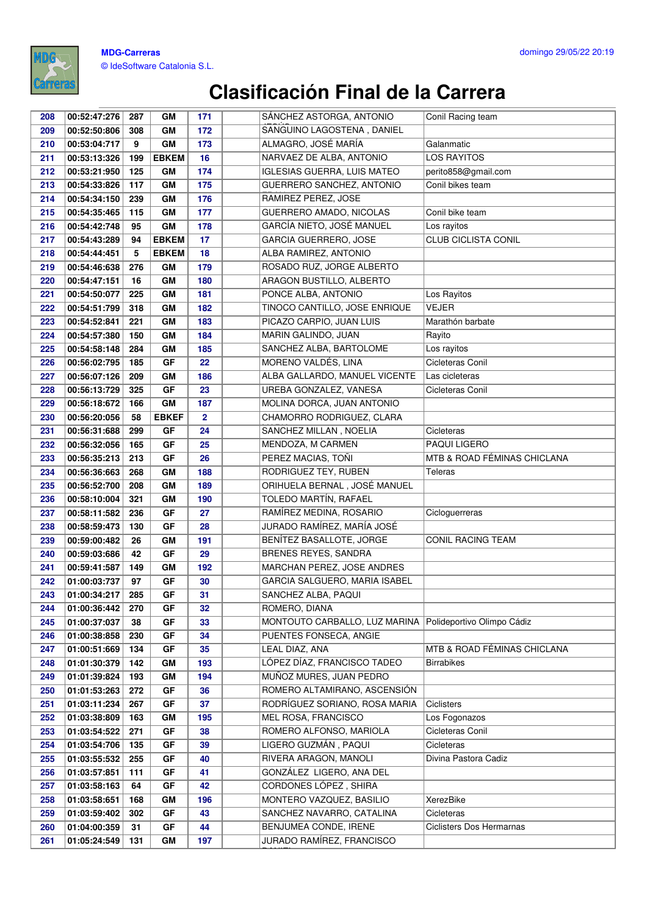# Clasificación Final de la Carrera

| | | | | | | | |
|---|---|---|---|---|---|---|---|
| 208 | 00:52:47:276 | 287 | GM | 171 | | SÁNCHEZ ASTORGA, ANTONIO | Conil Racing team |
| 209 | 00:52:50:806 | 308 | GM | 172 | | SANGUINO LAGOSTENA , DANIEL | |
| 210 | 00:53:04:717 | 9 | GM | 173 | | ALMAGRO, JOSÉ MARÍA | Galanmatic |
| 211 | 00:53:13:326 | 199 | EBKEM | 16 | | NARVAEZ DE ALBA, ANTONIO | LOS RAYITOS |
| 212 | 00:53:21:950 | 125 | GM | 174 | | IGLESIAS GUERRA, LUIS MATEO | perito858@gmail.com |
| 213 | 00:54:33:826 | 117 | GM | 175 | | GUERRERO SANCHEZ, ANTONIO | Conil bikes team |
| 214 | 00:54:34:150 | 239 | GM | 176 | | RAMIREZ PEREZ, JOSE | |
| 215 | 00:54:35:465 | 115 | GM | 177 | | GUERRERO AMADO, NICOLAS | Conil bike team |
| 216 | 00:54:42:748 | 95 | GM | 178 | | GARCÍA NIETO, JOSÉ MANUEL | Los rayitos |
| 217 | 00:54:43:289 | 94 | EBKEM | 17 | | GARCIA GUERRERO, JOSE | CLUB CICLISTA CONIL |
| 218 | 00:54:44:451 | 5 | EBKEM | 18 | | ALBA RAMIREZ, ANTONIO | |
| 219 | 00:54:46:638 | 276 | GM | 179 | | ROSADO RUZ, JORGE ALBERTO | |
| 220 | 00:54:47:151 | 16 | GM | 180 | | ARAGON BUSTILLO, ALBERTO | |
| 221 | 00:54:50:077 | 225 | GM | 181 | | PONCE ALBA, ANTONIO | Los Rayitos |
| 222 | 00:54:51:799 | 318 | GM | 182 | | TINOCO CANTILLO, JOSE ENRIQUE | VEJER |
| 223 | 00:54:52:841 | 221 | GM | 183 | | PICAZO CARPIO, JUAN LUIS | Marathón barbate |
| 224 | 00:54:57:380 | 150 | GM | 184 | | MARIN GALINDO, JUAN | Rayito |
| 225 | 00:54:58:148 | 284 | GM | 185 | | SANCHEZ ALBA, BARTOLOME | Los rayitos |
| 226 | 00:56:02:795 | 185 | GF | 22 | | MORENO VALDÉS, LINA | Cicleteras Conil |
| 227 | 00:56:07:126 | 209 | GM | 186 | | ALBA GALLARDO, MANUEL VICENTE | Las cicleteras |
| 228 | 00:56:13:729 | 325 | GF | 23 | | UREBA GONZALEZ, VANESA | Cicleteras Conil |
| 229 | 00:56:18:672 | 166 | GM | 187 | | MOLINA DORCA, JUAN ANTONIO | |
| 230 | 00:56:20:056 | 58 | EBKEF | 2 | | CHAMORRO RODRIGUEZ, CLARA | |
| 231 | 00:56:31:688 | 299 | GF | 24 | | SANCHEZ MILLAN , NOELIA | Cicleteras |
| 232 | 00:56:32:056 | 165 | GF | 25 | | MENDOZA, M CARMEN | PAQUI LIGERO |
| 233 | 00:56:35:213 | 213 | GF | 26 | | PEREZ MACIAS, TOÑI | MTB & ROAD FÉMINAS CHICLANA |
| 234 | 00:56:36:663 | 268 | GM | 188 | | RODRIGUEZ TEY, RUBEN | Teleras |
| 235 | 00:56:52:700 | 208 | GM | 189 | | ORIHUELA BERNAL , JOSÉ MANUEL | |
| 236 | 00:58:10:004 | 321 | GM | 190 | | TOLEDO MARTÍN, RAFAEL | |
| 237 | 00:58:11:582 | 236 | GF | 27 | | RAMÍREZ MEDINA, ROSARIO | Cicloguerreras |
| 238 | 00:58:59:473 | 130 | GF | 28 | | JURADO RAMÍREZ, MARÍA JOSÉ | |
| 239 | 00:59:00:482 | 26 | GM | 191 | | BENÍTEZ BASALLOTE, JORGE | CONIL RACING TEAM |
| 240 | 00:59:03:686 | 42 | GF | 29 | | BRENES REYES, SANDRA | |
| 241 | 00:59:41:587 | 149 | GM | 192 | | MARCHAN PEREZ, JOSE ANDRES | |
| 242 | 01:00:03:737 | 97 | GF | 30 | | GARCIA SALGUERO, MARIA ISABEL | |
| 243 | 01:00:34:217 | 285 | GF | 31 | | SANCHEZ ALBA, PAQUI | |
| 244 | 01:00:36:442 | 270 | GF | 32 | | ROMERO, DIANA | |
| 245 | 01:00:37:037 | 38 | GF | 33 | | MONTOUTO CARBALLO, LUZ MARINA | Polideportivo Olimpo Cádiz |
| 246 | 01:00:38:858 | 230 | GF | 34 | | PUENTES FONSECA, ANGIE | |
| 247 | 01:00:51:669 | 134 | GF | 35 | | LEAL DIAZ, ANA | MTB & ROAD FÉMINAS CHICLANA |
| 248 | 01:01:30:379 | 142 | GM | 193 | | LÓPEZ DÍAZ, FRANCISCO TADEO | Birrabikes |
| 249 | 01:01:39:824 | 193 | GM | 194 | | MUÑOZ MURES, JUAN PEDRO | |
| 250 | 01:01:53:263 | 272 | GF | 36 | | ROMERO ALTAMIRANO, ASCENSIÓN | |
| 251 | 01:03:11:234 | 267 | GF | 37 | | RODRÍGUEZ SORIANO, ROSA MARIA | Ciclisters |
| 252 | 01:03:38:809 | 163 | GM | 195 | | MEL ROSA, FRANCISCO | Los Fogonazos |
| 253 | 01:03:54:522 | 271 | GF | 38 | | ROMERO ALFONSO, MARIOLA | Cicleteras Conil |
| 254 | 01:03:54:706 | 135 | GF | 39 | | LIGERO GUZMÁN , PAQUI | Cicleteras |
| 255 | 01:03:55:532 | 255 | GF | 40 | | RIVERA ARAGON, MANOLI | Divina Pastora Cadiz |
| 256 | 01:03:57:851 | 111 | GF | 41 | | GONZÁLEZ LIGERO, ANA DEL | |
| 257 | 01:03:58:163 | 64 | GF | 42 | | CORDONES LÓPEZ , SHIRA | |
| 258 | 01:03:58:651 | 168 | GM | 196 | | MONTERO VAZQUEZ, BASILIO | XerezBike |
| 259 | 01:03:59:402 | 302 | GF | 43 | | SANCHEZ NAVARRO, CATALINA | Cicleteras |
| 260 | 01:04:00:359 | 31 | GF | 44 | | BENJUMEA CONDE, IRENE | Ciclisters Dos Hermarnas |
| 261 | 01:05:24:549 | 131 | GM | 197 | | JURADO RAMÍREZ, FRANCISCO | |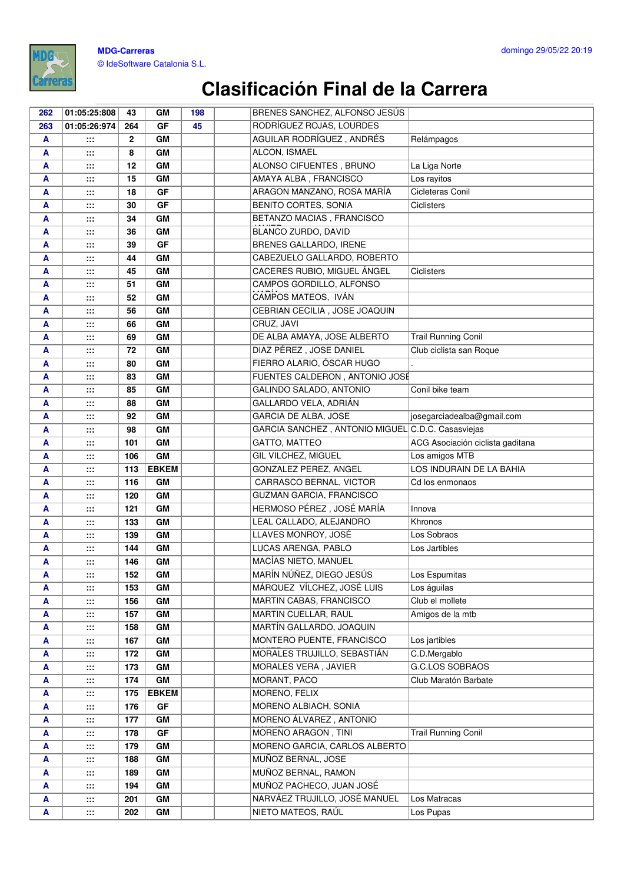# Clasificación Final de la Carrera

| | | | | | | | |
|---|---|---|---|---|---|---|---|
| 262 | 01:05:25:808 | 43 | GM | 198 | | BRENES SANCHEZ, ALFONSO JESÚS | |
| 263 | 01:05:26:974 | 264 | GF | 45 | | RODRÍGUEZ ROJAS, LOURDES | |
| A | ::: | 2 | GM | | | AGUILAR RODRÍGUEZ , ANDRÉS | Relámpagos |
| A | ::: | 8 | GM | | | ALCON, ISMAEL | |
| A | ::: | 12 | GM | | | ALONSO CIFUENTES , BRUNO | La Liga Norte |
| A | ::: | 15 | GM | | | AMAYA ALBA , FRANCISCO | Los rayitos |
| A | ::: | 18 | GF | | | ARAGON MANZANO, ROSA MARÍA | Cicleteras Conil |
| A | ::: | 30 | GF | | | BENITO CORTES, SONIA | Ciclisters |
| A | ::: | 34 | GM | | | BETANZO MACIAS , FRANCISCO JAVIER | |
| A | ::: | 36 | GM | | | BLANCO ZURDO, DAVID | |
| A | ::: | 39 | GF | | | BRENES GALLARDO, IRENE | |
| A | ::: | 44 | GM | | | CABEZUELO GALLARDO, ROBERTO | |
| A | ::: | 45 | GM | | | CACERES RUBIO, MIGUEL ÁNGEL | Ciclisters |
| A | ::: | 51 | GM | | | CAMPOS GORDILLO, ALFONSO MARÍA | |
| A | ::: | 52 | GM | | | CAMPOS MATEOS, IVÁN | |
| A | ::: | 56 | GM | | | CEBRIAN CECILIA , JOSE JOAQUIN | |
| A | ::: | 66 | GM | | | CRUZ, JAVI | |
| A | ::: | 69 | GM | | | DE ALBA AMAYA, JOSE ALBERTO | Trail Running Conil |
| A | ::: | 72 | GM | | | DIAZ PÉREZ , JOSE DANIEL | Club ciclista san Roque |
| A | ::: | 80 | GM | | | FIERRO ALARIO, ÓSCAR HUGO | . |
| A | ::: | 83 | GM | | | FUENTES CALDERON , ANTONIO JOSÉ | |
| A | ::: | 85 | GM | | | GALINDO SALADO, ANTONIO | Conil bike team |
| A | ::: | 88 | GM | | | GALLARDO VELA, ADRIÁN | |
| A | ::: | 92 | GM | | | GARCIA DE ALBA, JOSE | josegarciadealba@gmail.com |
| A | ::: | 98 | GM | | | GARCIA SANCHEZ , ANTONIO MIGUEL | C.D.C. Casasviejas |
| A | ::: | 101 | GM | | | GATTO, MATTEO | ACG Asociación ciclista gaditana |
| A | ::: | 106 | GM | | | GIL VILCHEZ, MIGUEL | Los amigos MTB |
| A | ::: | 113 | EBKEM | | | GONZALEZ PEREZ, ANGEL | LOS INDURAIN DE LA BAHIA |
| A | ::: | 116 | GM | | | CARRASCO BERNAL, VICTOR | Cd los enmonaos |
| A | ::: | 120 | GM | | | GUZMAN GARCIA, FRANCISCO | |
| A | ::: | 121 | GM | | | HERMOSO PÉREZ , JOSÉ MARÍA | Innova |
| A | ::: | 133 | GM | | | LEAL CALLADO, ALEJANDRO | Khronos |
| A | ::: | 139 | GM | | | LLAVES MONROY, JOSÉ | Los Sobraos |
| A | ::: | 144 | GM | | | LUCAS ARENGA, PABLO | Los Jartibles |
| A | ::: | 146 | GM | | | MACÍAS NIETO, MANUEL | |
| A | ::: | 152 | GM | | | MARÍN NÚÑEZ, DIEGO JESÚS | Los Espumitas |
| A | ::: | 153 | GM | | | MÁRQUEZ VÍLCHEZ, JOSÉ LUIS | Los águilas |
| A | ::: | 156 | GM | | | MARTIN CABAS, FRANCISCO | Club el mollete |
| A | ::: | 157 | GM | | | MARTIN CUELLAR, RAUL | Amigos de la mtb |
| A | ::: | 158 | GM | | | MARTÍN GALLARDO, JOAQUIN | |
| A | ::: | 167 | GM | | | MONTERO PUENTE, FRANCISCO | Los jartibles |
| A | ::: | 172 | GM | | | MORALES TRUJILLO, SEBASTIÁN | C.D.Mergablo |
| A | ::: | 173 | GM | | | MORALES VERA , JAVIER | G.C.LOS SOBRAOS |
| A | ::: | 174 | GM | | | MORANT, PACO | Club Maratón Barbate |
| A | ::: | 175 | EBKEM | | | MORENO, FELIX | |
| A | ::: | 176 | GF | | | MORENO ALBIACH, SONIA | |
| A | ::: | 177 | GM | | | MORENO ÁLVAREZ , ANTONIO | |
| A | ::: | 178 | GF | | | MORENO ARAGON , TINI | Trail Running Conil |
| A | ::: | 179 | GM | | | MORENO GARCIA, CARLOS ALBERTO | |
| A | ::: | 188 | GM | | | MUÑOZ BERNAL, JOSE | |
| A | ::: | 189 | GM | | | MUÑOZ BERNAL, RAMON | |
| A | ::: | 194 | GM | | | MUÑOZ PACHECO, JUAN JOSÉ | |
| A | ::: | 201 | GM | | | NARVÁEZ TRUJILLO, JOSÉ MANUEL | Los Matracas |
| A | ::: | 202 | GM | | | NIETO MATEOS, RAÚL | Los Pupas |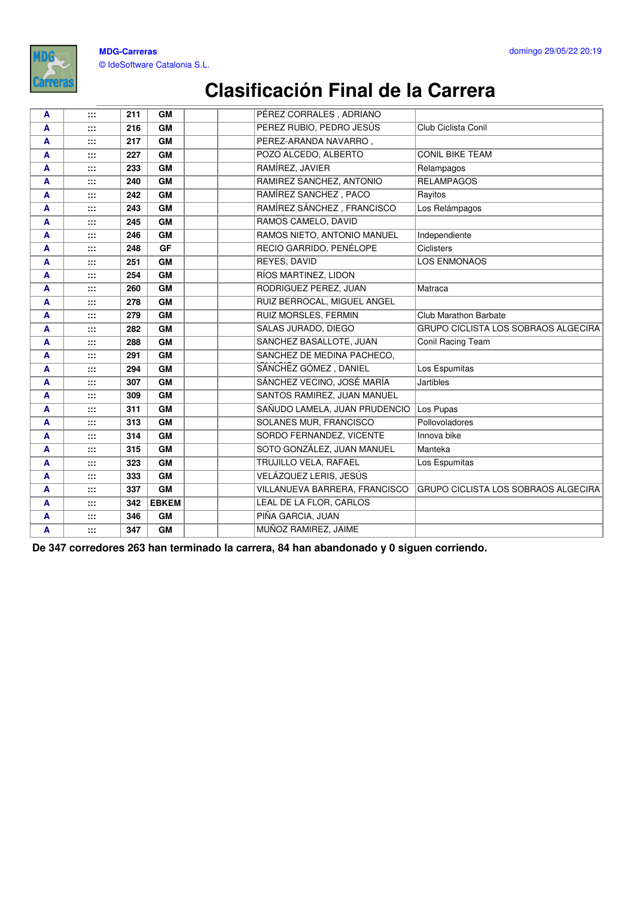# Clasificación Final de la Carrera

| | | | | | | | |
|---|---|---|---|---|---|---|---|
| A | ::: | 211 | GM | | | PÉREZ CORRALES , ADRIANO | |
| A | ::: | 216 | GM | | | PEREZ RUBIO, PEDRO JESÚS | Club Ciclista Conil |
| A | ::: | 217 | GM | | | PEREZ-ARANDA NAVARRO , | |
| A | ::: | 227 | GM | | | POZO ALCEDO, ALBERTO | CONIL BIKE TEAM |
| A | ::: | 233 | GM | | | RAMÍREZ, JAVIER | Relampagos |
| A | ::: | 240 | GM | | | RAMIREZ SANCHEZ, ANTONIO | RELAMPAGOS |
| A | ::: | 242 | GM | | | RAMÍREZ SANCHEZ , PACO | Rayitos |
| A | ::: | 243 | GM | | | RAMÍREZ SÁNCHEZ , FRANCISCO | Los Relámpagos |
| A | ::: | 245 | GM | | | RAMOS CAMELO, DAVID | |
| A | ::: | 246 | GM | | | RAMOS NIETO, ANTONIO MANUEL | Independiente |
| A | ::: | 248 | GF | | | RECIO GARRIDO, PENÉLOPE | Ciclisters |
| A | ::: | 251 | GM | | | REYES, DAVID | LOS ENMONAOS |
| A | ::: | 254 | GM | | | RÍOS MARTINEZ, LIDON | |
| A | ::: | 260 | GM | | | RODRIGUEZ PEREZ, JUAN | Matraca |
| A | ::: | 278 | GM | | | RUIZ BERROCAL, MIGUEL ANGEL | |
| A | ::: | 279 | GM | | | RUIZ MORSLES, FERMIN | Club Marathon Barbate |
| A | ::: | 282 | GM | | | SALAS JURADO, DIEGO | GRUPO CICLISTA LOS SOBRAOS ALGECIRA |
| A | ::: | 288 | GM | | | SANCHEZ BASALLOTE, JUAN | Conil Racing Team |
| A | ::: | 291 | GM | | | SANCHEZ DE MEDINA PACHECO, | |
| A | ::: | 294 | GM | | | SÁNCHEZ GÓMEZ , DANIEL | Los Espumitas |
| A | ::: | 307 | GM | | | SÁNCHEZ VECINO, JOSÉ MARÍA | Jartibles |
| A | ::: | 309 | GM | | | SANTOS RAMIREZ, JUAN MANUEL | |
| A | ::: | 311 | GM | | | SAÑUDO LAMELA, JUAN PRUDENCIO | Los Pupas |
| A | ::: | 313 | GM | | | SOLANES MUR, FRANCISCO | Pollovoladores |
| A | ::: | 314 | GM | | | SORDO FERNANDEZ, VICENTE | Innova bike |
| A | ::: | 315 | GM | | | SOTO GONZÁLEZ, JUAN MANUEL | Manteka |
| A | ::: | 323 | GM | | | TRUJILLO VELA, RAFAEL | Los Espumitas |
| A | ::: | 333 | GM | | | VELÁZQUEZ LERIS, JESÚS | |
| A | ::: | 337 | GM | | | VILLANUEVA BARRERA, FRANCISCO | GRUPO CICLISTA LOS SOBRAOS ALGECIRA |
| A | ::: | 342 | EBKEM | | | LEAL DE LA FLOR, CARLOS | |
| A | ::: | 346 | GM | | | PIÑA GARCIA, JUAN | |
| A | ::: | 347 | GM | | | MUÑOZ RAMIREZ, JAIME | |

**De 347 corredores 263 han terminado la carrera, 84 han abandonado y 0 siguen corriendo.**